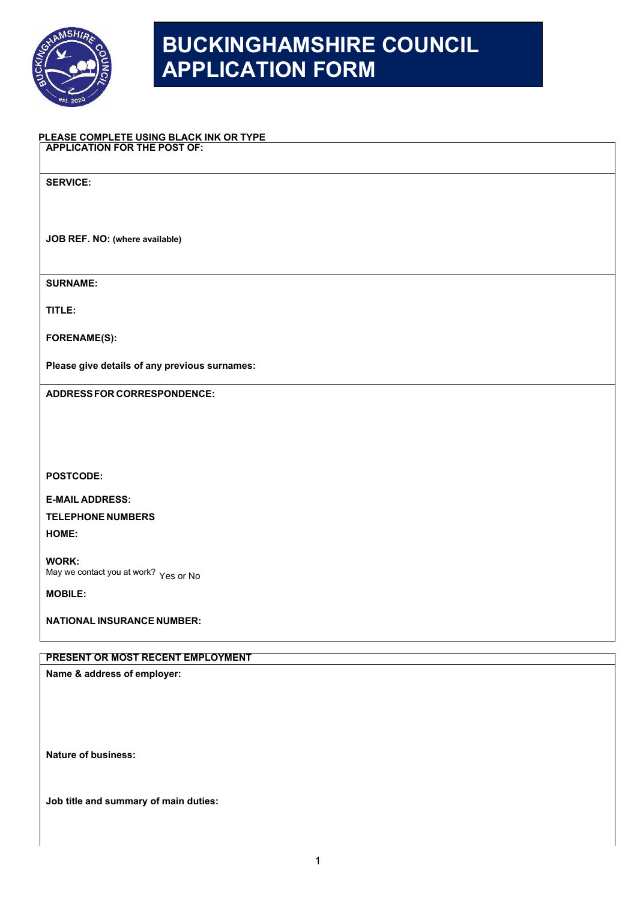# BUCKINGHAMSHIRE COUNCIL APPLICATION FORM

**PLEASE COMPLETE USING BLACK INK OR TYPE**

**APPLICATION FOR THE POST OF:**

**SERVICE:**

**JOB REF. NO: (where available)**

**SURNAME:**

**TITLE:**

**FORENAME(S):**

**Please give details of any previous surnames:**

**ADDRESS FOR CORRESPONDENCE:**

**POSTCODE:**

**E-MAIL ADDRESS:**

**TELEPHONE NUMBERS**

**HOME:**

**WORK:**

May we contact you at work? Yes or No

**MOBILE:**

**NATIONAL INSURANCE NUMBER:**

**PRESENT OR MOST RECENT EMPLOYMENT**

**Name & address of employer:**

**Nature of business:**

**Job title and summary of main duties:**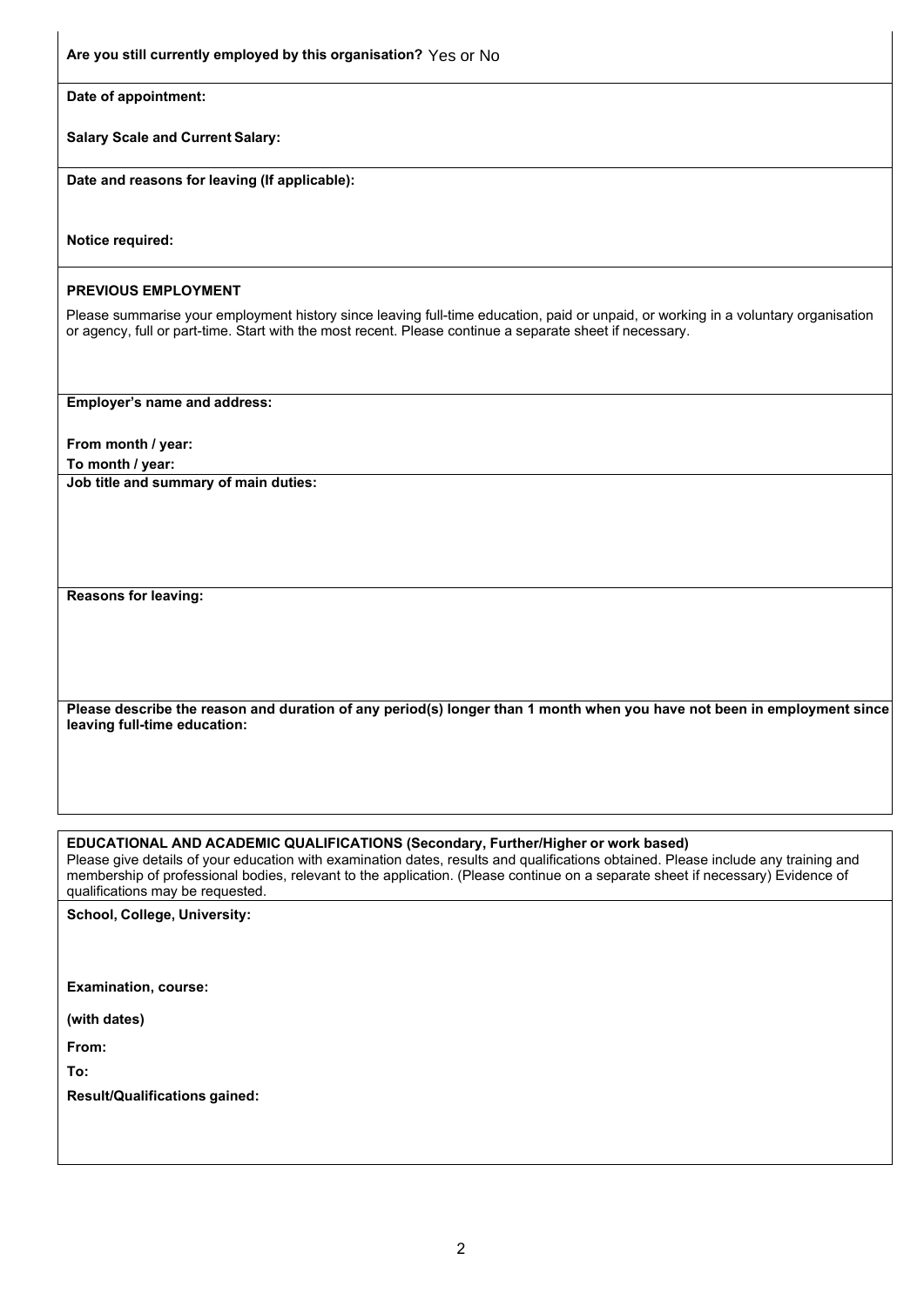**Are you still currently employed by this organisation?** Yes or No

**Date of appointment:**

**Salary Scale and Current Salary:**

**Date and reasons for leaving (If applicable):**

**Notice required:**

**PREVIOUS EMPLOYMENT**

Please summarise your employment history since leaving full-time education, paid or unpaid, or working in a voluntary organisation or agency, full or part-time. Start with the most recent. Please continue a separate sheet if necessary.

**Employer's name and address:**

**From month / year:**

**To month / year:**

**Job title and summary of main duties:**

**Reasons for leaving:**

**Please describe the reason and duration of any period(s) longer than 1 month when you have not been in employment since leaving full-time education:**

**EDUCATIONAL AND ACADEMIC QUALIFICATIONS (Secondary, Further/Higher or work based)**

Please give details of your education with examination dates, results and qualifications obtained. Please include any training and membership of professional bodies, relevant to the application. (Please continue on a separate sheet if necessary) Evidence of qualifications may be requested.

**School, College, University:**

**Examination, course:**

**(with dates)**

**From:**

**To:**

**Result/Qualifications gained:**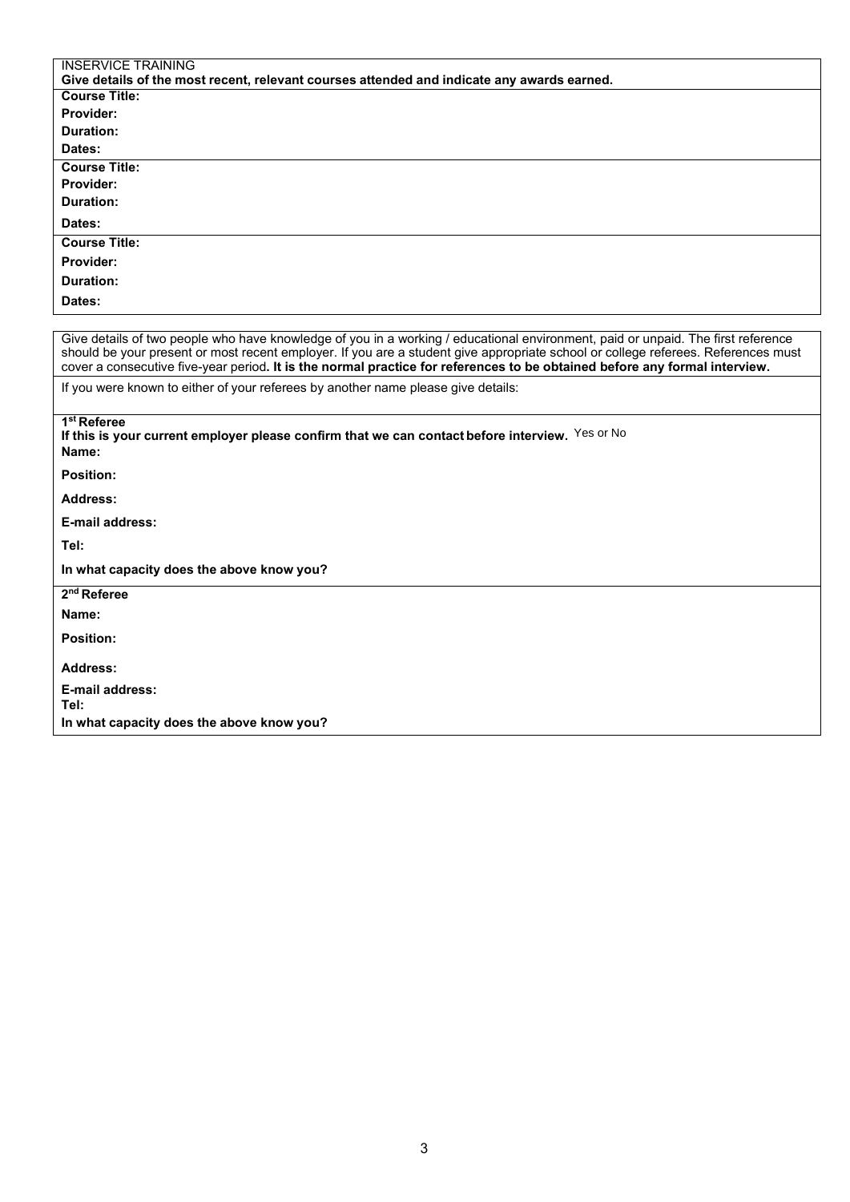INSERVICE TRAINING

**Give details of the most recent, relevant courses attended and indicate any awards earned.**

**Course Title:**
**Provider:**
**Duration:**
**Dates:**

**Course Title:**
**Provider:**
**Duration:**
**Dates:**

**Course Title:**
**Provider:**
**Duration:**
**Dates:**

Give details of two people who have knowledge of you in a working / educational environment, paid or unpaid. The first reference should be your present or most recent employer. If you are a student give appropriate school or college referees. References must cover a consecutive five-year period**. It is the normal practice for references to be obtained before any formal interview.**

If you were known to either of your referees by another name please give details:

**1st Referee**
**If this is your current employer please confirm that we can contact before interview.** Yes or No
**Name:**
**Position:**
**Address:**
**E-mail address:**
**Tel:**
**In what capacity does the above know you?**

**2nd Referee**
**Name:**
**Position:**
**Address:**
**E-mail address:**
**Tel:**
**In what capacity does the above know you?**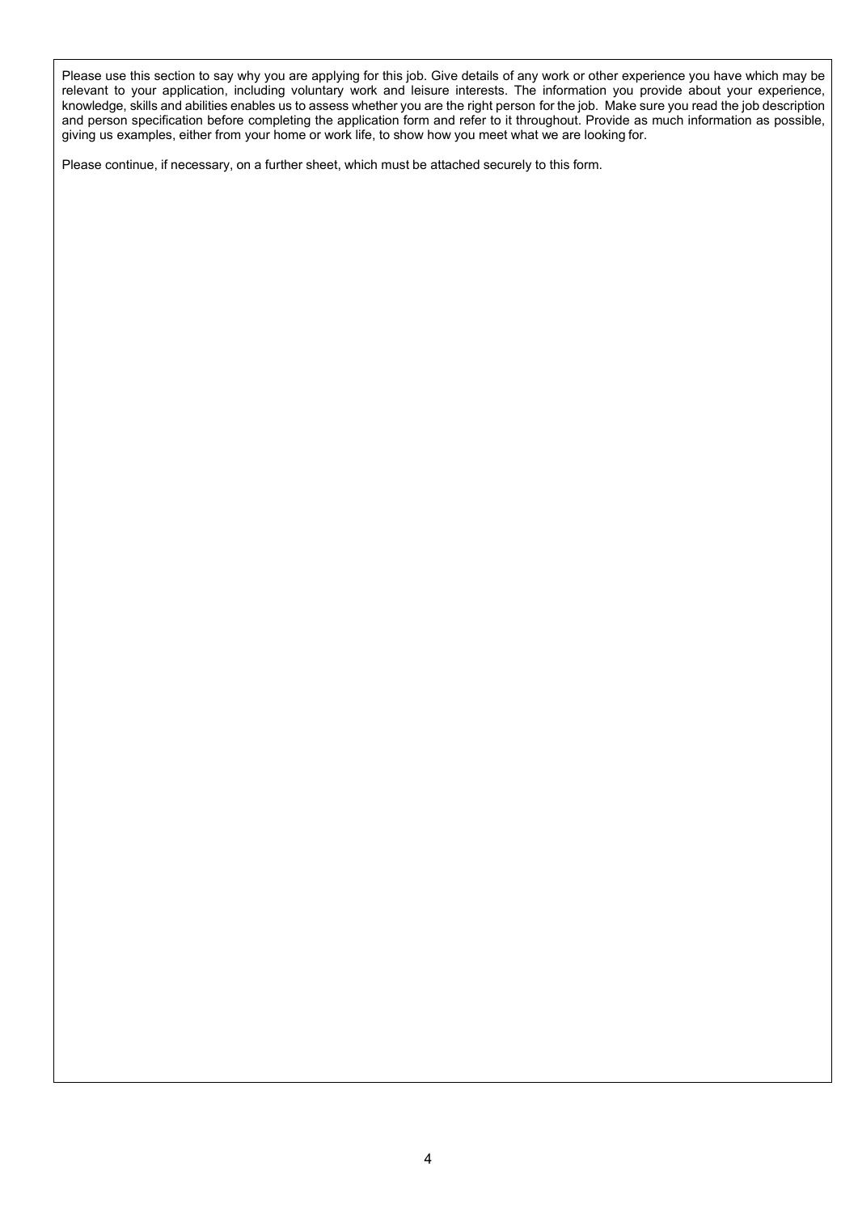Please use this section to say why you are applying for this job. Give details of any work or other experience you have which may be relevant to your application, including voluntary work and leisure interests. The information you provide about your experience, knowledge, skills and abilities enables us to assess whether you are the right person for the job. Make sure you read the job description and person specification before completing the application form and refer to it throughout. Provide as much information as possible, giving us examples, either from your home or work life, to show how you meet what we are looking for.

Please continue, if necessary, on a further sheet, which must be attached securely to this form.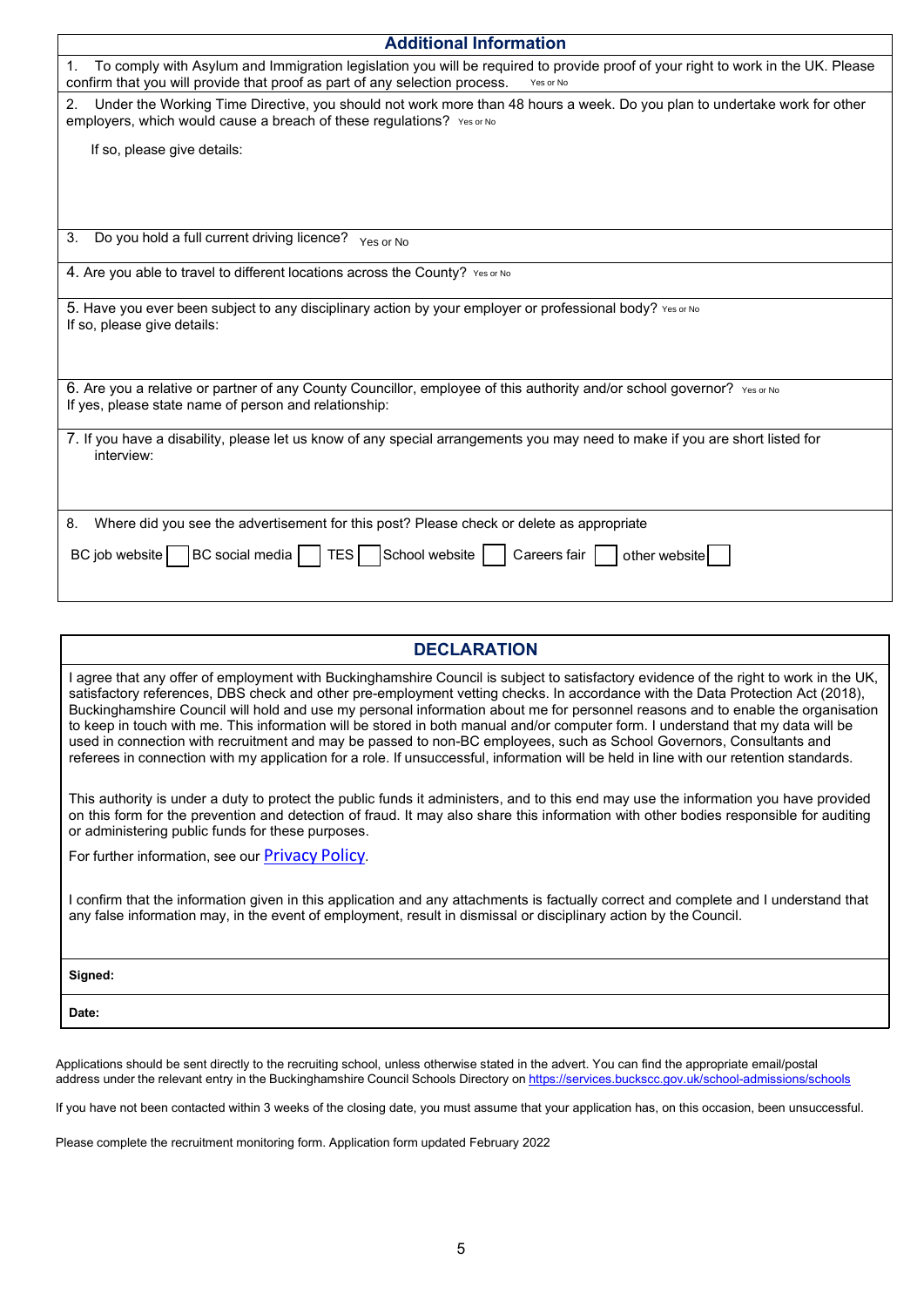## Additional Information

1. To comply with Asylum and Immigration legislation you will be required to provide proof of your right to work in the UK. Please confirm that you will provide that proof as part of any selection process. Yes or No

2. Under the Working Time Directive, you should not work more than 48 hours a week. Do you plan to undertake work for other employers, which would cause a breach of these regulations? Yes or No

   If so, please give details:

3. Do you hold a full current driving licence? Yes or No

4. Are you able to travel to different locations across the County? Yes or No

5. Have you ever been subject to any disciplinary action by your employer or professional body? Yes or No
If so, please give details:

6. Are you a relative or partner of any County Councillor, employee of this authority and/or school governor? Yes or No
If yes, please state name of person and relationship:

7. If you have a disability, please let us know of any special arrangements you may need to make if you are short listed for interview:

8. Where did you see the advertisement for this post? Please check or delete as appropriate

BC job website ☐ BC social media ☐ TES ☐ School website ☐ Careers fair ☐ other website ☐

## DECLARATION

I agree that any offer of employment with Buckinghamshire Council is subject to satisfactory evidence of the right to work in the UK, satisfactory references, DBS check and other pre-employment vetting checks. In accordance with the Data Protection Act (2018), Buckinghamshire Council will hold and use my personal information about me for personnel reasons and to enable the organisation to keep in touch with me. This information will be stored in both manual and/or computer form. I understand that my data will be used in connection with recruitment and may be passed to non-BC employees, such as School Governors, Consultants and referees in connection with my application for a role. If unsuccessful, information will be held in line with our retention standards.

This authority is under a duty to protect the public funds it administers, and to this end may use the information you have provided on this form for the prevention and detection of fraud. It may also share this information with other bodies responsible for auditing or administering public funds for these purposes.

For further information, see our Privacy Policy.

I confirm that the information given in this application and any attachments is factually correct and complete and I understand that any false information may, in the event of employment, result in dismissal or disciplinary action by the Council.

**Signed:**

**Date:**

Applications should be sent directly to the recruiting school, unless otherwise stated in the advert. You can find the appropriate email/postal address under the relevant entry in the Buckinghamshire Council Schools Directory on https://services.buckscc.gov.uk/school-admissions/schools

If you have not been contacted within 3 weeks of the closing date, you must assume that your application has, on this occasion, been unsuccessful.

Please complete the recruitment monitoring form. Application form updated February 2022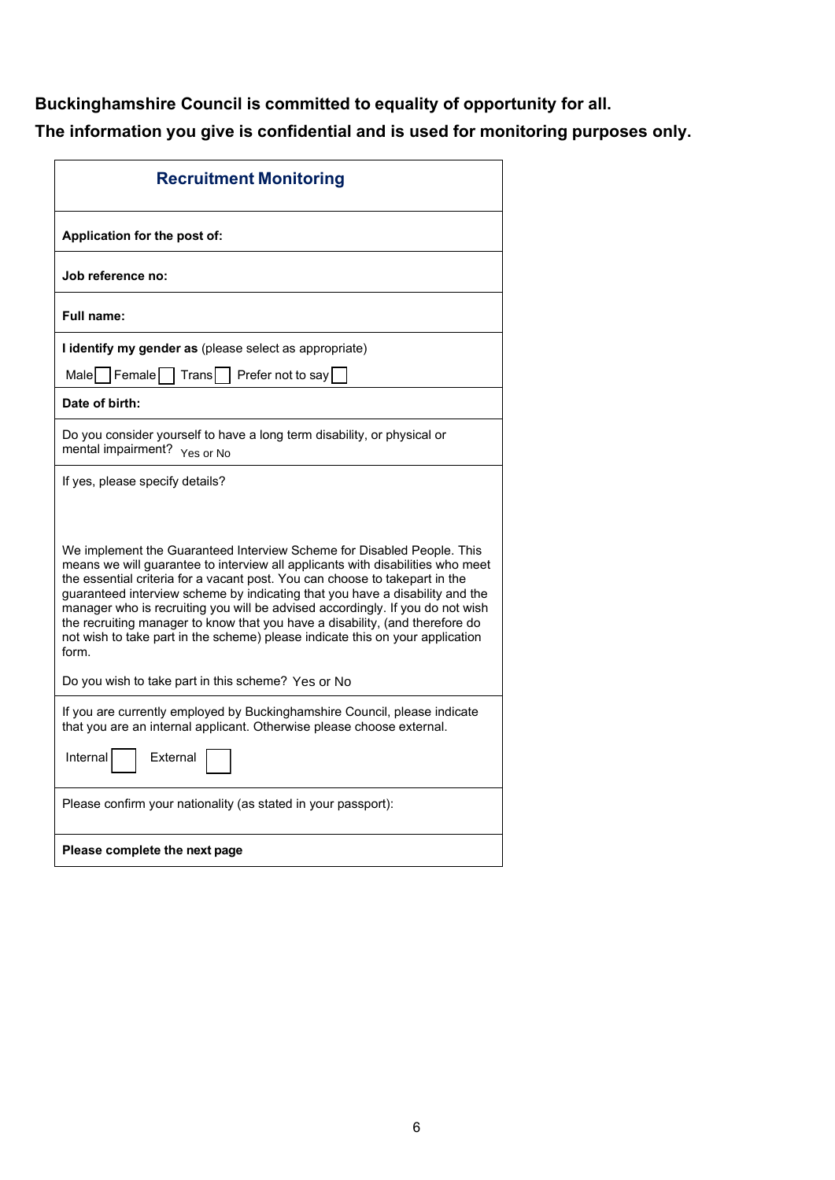**Buckinghamshire Council is committed to equality of opportunity for all.**

**The information you give is confidential and is used for monitoring purposes only.**

## Recruitment Monitoring

**Application for the post of:**

**Job reference no:**

**Full name:**

**I identify my gender as** (please select as appropriate)

Male ☐ Female ☐ Trans ☐ Prefer not to say ☐

**Date of birth:**

Do you consider yourself to have a long term disability, or physical or mental impairment? Yes or No

If yes, please specify details?

We implement the Guaranteed Interview Scheme for Disabled People. This means we will guarantee to interview all applicants with disabilities who meet the essential criteria for a vacant post. You can choose to takepart in the guaranteed interview scheme by indicating that you have a disability and the manager who is recruiting you will be advised accordingly. If you do not wish the recruiting manager to know that you have a disability, (and therefore do not wish to take part in the scheme) please indicate this on your application form.

Do you wish to take part in this scheme? Yes or No

If you are currently employed by Buckinghamshire Council, please indicate that you are an internal applicant. Otherwise please choose external.

Internal ☐ External ☐

Please confirm your nationality (as stated in your passport):

**Please complete the next page**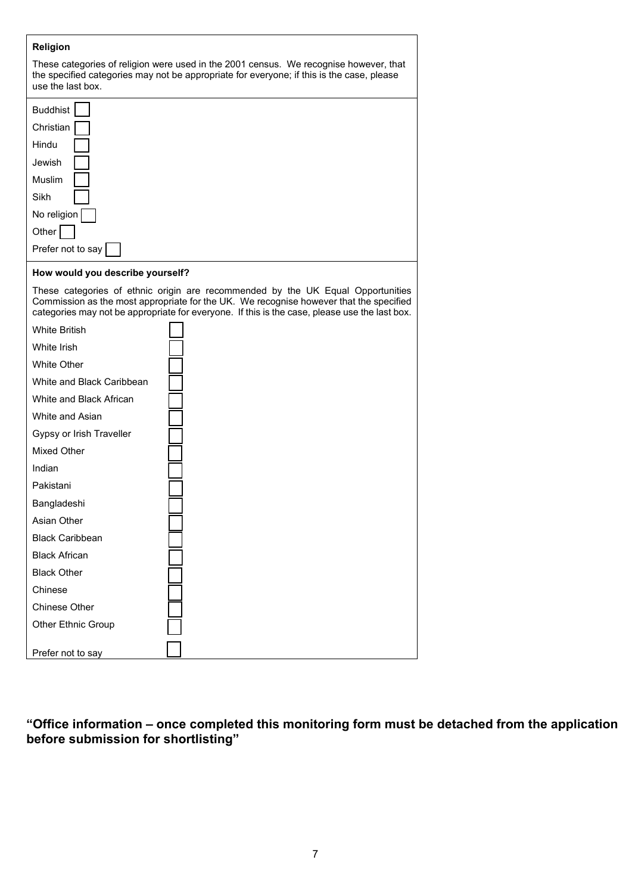**Religion**

These categories of religion were used in the 2001 census. We recognise however, that the specified categories may not be appropriate for everyone; if this is the case, please use the last box.

- Buddhist ☐
- Christian ☐
- Hindu ☐
- Jewish ☐
- Muslim ☐
- Sikh ☐
- No religion ☐
- Other ☐
- Prefer not to say ☐

**How would you describe yourself?**

These categories of ethnic origin are recommended by the UK Equal Opportunities Commission as the most appropriate for the UK. We recognise however that the specified categories may not be appropriate for everyone. If this is the case, please use the last box.

- White British ☐
- White Irish ☐
- White Other ☐
- White and Black Caribbean ☐
- White and Black African ☐
- White and Asian ☐
- Gypsy or Irish Traveller ☐
- Mixed Other ☐
- Indian ☐
- Pakistani ☐
- Bangladeshi ☐
- Asian Other ☐
- Black Caribbean ☐
- Black African ☐
- Black Other ☐
- Chinese ☐
- Chinese Other ☐
- Other Ethnic Group ☐
- Prefer not to say ☐

**"Office information – once completed this monitoring form must be detached from the application before submission for shortlisting"**